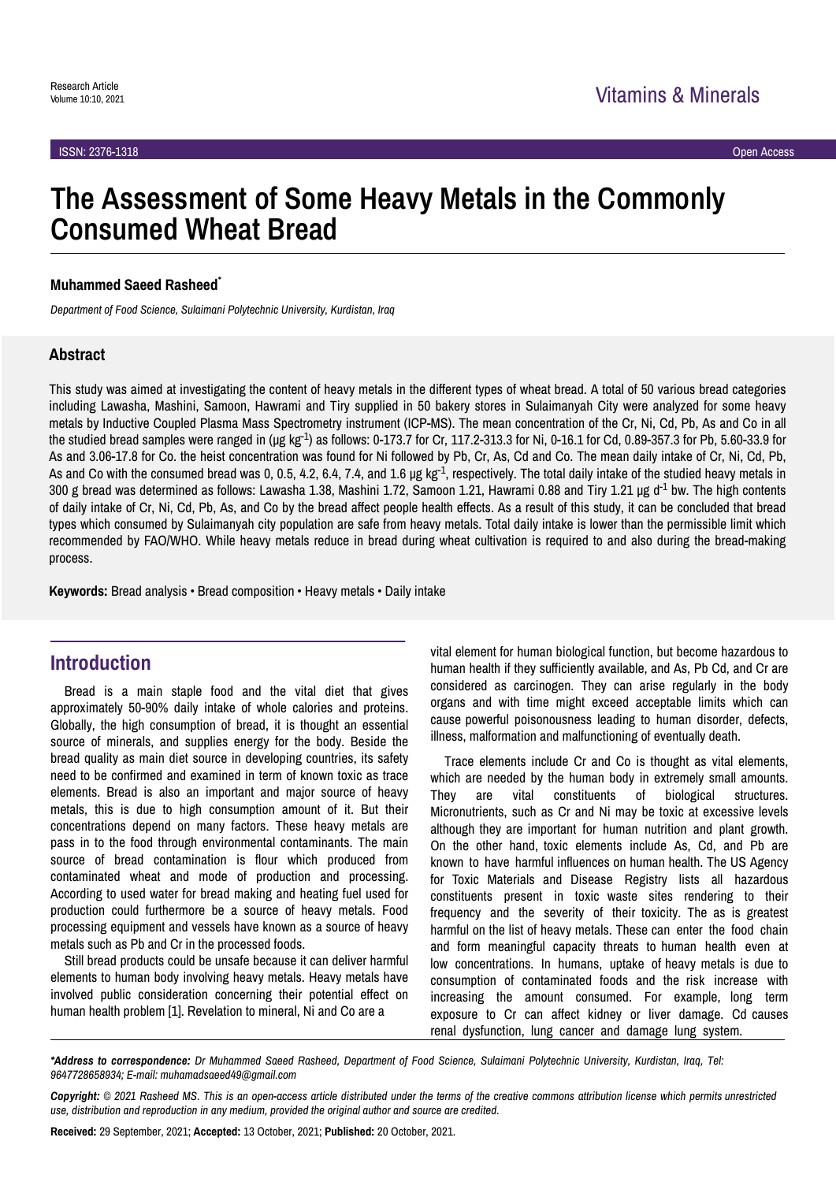Research Article

# The Assessment of Some Heavy Metals in the Commonly Consumed Wheat Bread

**Muhammed Saeed Rasheed***

*Department of Food Science, Sulaimani Polytechnic University, Kurdistan, Iraq*

## Abstract

This study was aimed at investigating the content of heavy metals in the different types of wheat bread. A total of 50 various bread categories including Lawasha, Mashini, Samoon, Hawrami and Tiry supplied in 50 bakery stores in Sulaimanyah City were analyzed for some heavy metals by Inductive Coupled Plasma Mass Spectrometry instrument (ICP-MS). The mean concentration of the Cr, Ni, Cd, Pb, As and Co in all the studied bread samples were ranged in (µg kg$^{-1}$) as follows: 0-173.7 for Cr, 117.2-313.3 for Ni, 0-16.1 for Cd, 0.89-357.3 for Pb, 5.60-33.9 for As and 3.06-17.8 for Co. the heist concentration was found for Ni followed by Pb, Cr, As, Cd and Co. The mean daily intake of Cr, Ni, Cd, Pb, As and Co with the consumed bread was 0, 0.5, 4.2, 6.4, 7.4, and 1.6 µg kg$^{-1}$, respectively. The total daily intake of the studied heavy metals in 300 g bread was determined as follows: Lawasha 1.38, Mashini 1.72, Samoon 1.21, Hawrami 0.88 and Tiry 1.21 µg d$^{-1}$ bw. The high contents of daily intake of Cr, Ni, Cd, Pb, As, and Co by the bread affect people health effects. As a result of this study, it can be concluded that bread types which consumed by Sulaimanyah city population are safe from heavy metals. Total daily intake is lower than the permissible limit which recommended by FAO/WHO. While heavy metals reduce in bread during wheat cultivation is required to and also during the bread-making process.

**Keywords:** Bread analysis • Bread composition • Heavy metals • Daily intake

## Introduction

Bread is a main staple food and the vital diet that gives approximately 50-90% daily intake of whole calories and proteins. Globally, the high consumption of bread, it is thought an essential source of minerals, and supplies energy for the body. Beside the bread quality as main diet source in developing countries, its safety need to be confirmed and examined in term of known toxic as trace elements. Bread is also an important and major source of heavy metals, this is due to high consumption amount of it. But their concentrations depend on many factors. These heavy metals are pass in to the food through environmental contaminants. The main source of bread contamination is flour which produced from contaminated wheat and mode of production and processing. According to used water for bread making and heating fuel used for production could furthermore be a source of heavy metals. Food processing equipment and vessels have known as a source of heavy metals such as Pb and Cr in the processed foods.

Still bread products could be unsafe because it can deliver harmful elements to human body involving heavy metals. Heavy metals have involved public consideration concerning their potential effect on human health problem [1]. Revelation to mineral, Ni and Co are a vital element for human biological function, but become hazardous to human health if they sufficiently available, and As, Pb Cd, and Cr are considered as carcinogen. They can arise regularly in the body organs and with time might exceed acceptable limits which can cause powerful poisonousness leading to human disorder, defects, illness, malformation and malfunctioning of eventually death.

Trace elements include Cr and Co is thought as vital elements, which are needed by the human body in extremely small amounts. They are vital constituents of biological structures. Micronutrients, such as Cr and Ni may be toxic at excessive levels although they are important for human nutrition and plant growth. On the other hand, toxic elements include As, Cd, and Pb are known to have harmful influences on human health. The US Agency for Toxic Materials and Disease Registry lists all hazardous constituents present in toxic waste sites rendering to their frequency and the severity of their toxicity. The as is greatest harmful on the list of heavy metals. These can enter the food chain and form meaningful capacity threats to human health even at low concentrations. In humans, uptake of heavy metals is due to consumption of contaminated foods and the risk increase with increasing the amount consumed. For example, long term exposure to Cr can affect kidney or liver damage. Cd causes renal dysfunction, lung cancer and damage lung system.

***Address to correspondence:** *Dr Muhammed Saeed Rasheed, Department of Food Science, Sulaimani Polytechnic University, Kurdistan, Iraq, Tel: 9647728658934; E-mail: muhamadsaeed49@gmail.com*

***Copyright:** © 2021 Rasheed MS. This is an open-access article distributed under the terms of the creative commons attribution license which permits unrestricted use, distribution and reproduction in any medium, provided the original author and source are credited.*

**Received:** 29 September, 2021; **Accepted:** 13 October, 2021; **Published:** 20 October, 2021.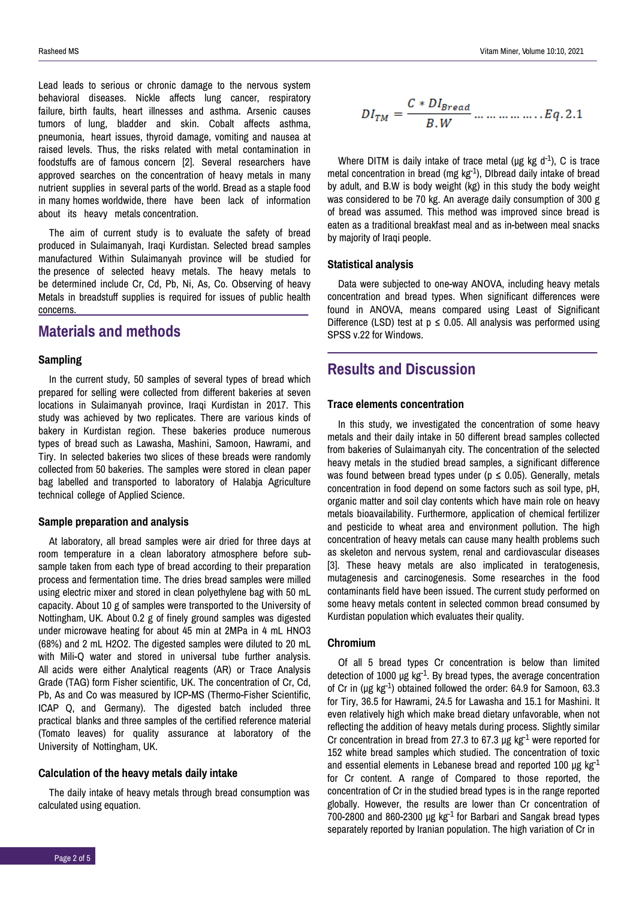Lead leads to serious or chronic damage to the nervous system behavioral diseases. Nickle affects lung cancer, respiratory failure, birth faults, heart illnesses and asthma. Arsenic causes tumors of lung, bladder and skin. Cobalt affects asthma, pneumonia, heart issues, thyroid damage, vomiting and nausea at raised levels. Thus, the risks related with metal contamination in foodstuffs are of famous concern [2]. Several researchers have approved searches on the concentration of heavy metals in many nutrient supplies in several parts of the world. Bread as a staple food in many homes worldwide, there have been lack of information about its heavy metals concentration.

The aim of current study is to evaluate the safety of bread produced in Sulaimanyah, Iraqi Kurdistan. Selected bread samples manufactured Within Sulaimanyah province will be studied for the presence of selected heavy metals. The heavy metals to be determined include Cr, Cd, Pb, Ni, As, Co. Observing of heavy Metals in breadstuff supplies is required for issues of public health concerns.

## Materials and methods

### Sampling

In the current study, 50 samples of several types of bread which prepared for selling were collected from different bakeries at seven locations in Sulaimanyah province, Iraqi Kurdistan in 2017. This study was achieved by two replicates. There are various kinds of bakery in Kurdistan region. These bakeries produce numerous types of bread such as Lawasha, Mashini, Samoon, Hawrami, and Tiry. In selected bakeries two slices of these breads were randomly collected from 50 bakeries. The samples were stored in clean paper bag labelled and transported to laboratory of Halabja Agriculture technical college of Applied Science.

### Sample preparation and analysis

At laboratory, all bread samples were air dried for three days at room temperature in a clean laboratory atmosphere before sub-sample taken from each type of bread according to their preparation process and fermentation time. The dries bread samples were milled using electric mixer and stored in clean polyethylene bag with 50 mL capacity. About 10 g of samples were transported to the University of Nottingham, UK. About 0.2 g of finely ground samples was digested under microwave heating for about 45 min at 2MPa in 4 mL $HNO_3$ (68%) and 2 mL $H_2O_2$. The digested samples were diluted to 20 mL with Mili-Q water and stored in universal tube further analysis. All acids were either Analytical reagents (AR) or Trace Analysis Grade (TAG) form Fisher scientific, UK. The concentration of Cr, Cd, Pb, As and Co was measured by ICP-MS (Thermo-Fisher Scientific, ICAP Q, and Germany). The digested batch included three practical blanks and three samples of the certified reference material (Tomato leaves) for quality assurance at laboratory of the University of Nottingham, UK.

### Calculation of the heavy metals daily intake

The daily intake of heavy metals through bread consumption was calculated using equation.

$$DI_{TM} = \frac{C * DI_{Bread}}{B.W} \ldots\ldots\ldots\ldots\ldots Eq.2.1$$

Where DITM is daily intake of trace metal (μg kg $d^{-1}$), C is trace metal concentration in bread (mg $kg^{-1}$), DIbread daily intake of bread by adult, and B.W is body weight (kg) in this study the body weight was considered to be 70 kg. An average daily consumption of 300 g of bread was assumed. This method was improved since bread is eaten as a traditional breakfast meal and as in-between meal snacks by majority of Iraqi people.

### Statistical analysis

Data were subjected to one-way ANOVA, including heavy metals concentration and bread types. When significant differences were found in ANOVA, means compared using Least of Significant Difference (LSD) test at $p \leq 0.05$. All analysis was performed using SPSS v.22 for Windows.

## Results and Discussion

### Trace elements concentration

In this study, we investigated the concentration of some heavy metals and their daily intake in 50 different bread samples collected from bakeries of Sulaimanyah city. The concentration of the selected heavy metals in the studied bread samples, a significant difference was found between bread types under ($p \leq 0.05$). Generally, metals concentration in food depend on some factors such as soil type, pH, organic matter and soil clay contents which have main role on heavy metals bioavailability. Furthermore, application of chemical fertilizer and pesticide to wheat area and environment pollution. The high concentration of heavy metals can cause many health problems such as skeleton and nervous system, renal and cardiovascular diseases [3]. These heavy metals are also implicated in teratogenesis, mutagenesis and carcinogenesis. Some researches in the food contaminants field have been issued. The current study performed on some heavy metals content in selected common bread consumed by Kurdistan population which evaluates their quality.

### Chromium

Of all 5 bread types Cr concentration is below than limited detection of 1000 μg $kg^{-1}$. By bread types, the average concentration of Cr in (μg $kg^{-1}$) obtained followed the order: 64.9 for Samoon, 63.3 for Tiry, 36.5 for Hawrami, 24.5 for Lawasha and 15.1 for Mashini. It even relatively high which make bread dietary unfavorable, when not reflecting the addition of heavy metals during process. Slightly similar Cr concentration in bread from 27.3 to 67.3 μg $kg^{-1}$ were reported for 152 white bread samples which studied. The concentration of toxic and essential elements in Lebanese bread and reported 100 μg $kg^{-1}$ for Cr content. A range of Compared to those reported, the concentration of Cr in the studied bread types is in the range reported globally. However, the results are lower than Cr concentration of 700-2800 and 860-2300 μg $kg^{-1}$ for Barbari and Sangak bread types separately reported by Iranian population. The high variation of Cr in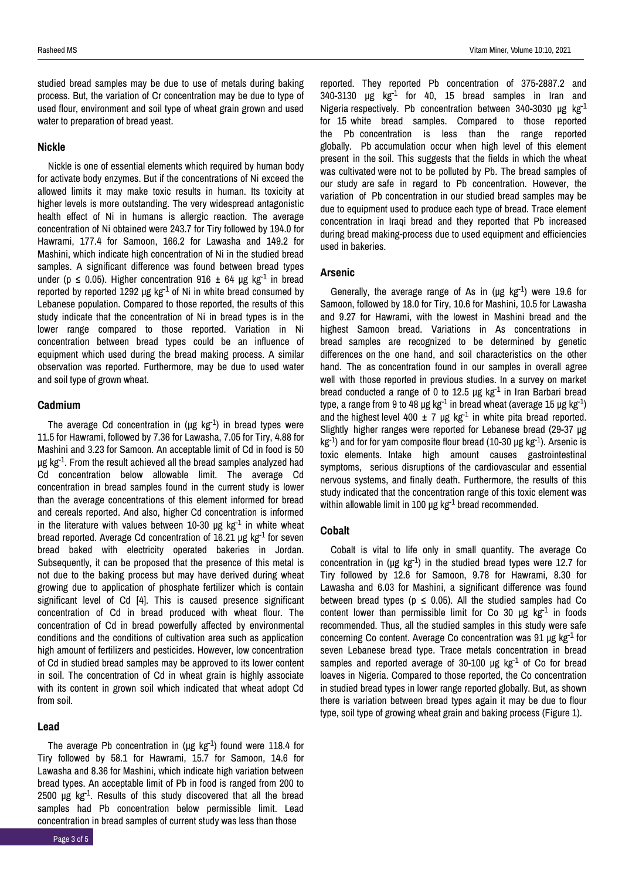studied bread samples may be due to use of metals during baking process. But, the variation of Cr concentration may be due to type of used flour, environment and soil type of wheat grain grown and used water to preparation of bread yeast.

### Nickle

Nickle is one of essential elements which required by human body for activate body enzymes. But if the concentrations of Ni exceed the allowed limits it may make toxic results in human. Its toxicity at higher levels is more outstanding. The very widespread antagonistic health effect of Ni in humans is allergic reaction. The average concentration of Ni obtained were 243.7 for Tiry followed by 194.0 for Hawrami, 177.4 for Samoon, 166.2 for Lawasha and 149.2 for Mashini, which indicate high concentration of Ni in the studied bread samples. A significant difference was found between bread types under ($p \leq 0.05$). Higher concentration 916 ± 64 µg $kg^{-1}$ in bread reported by reported 1292 µg $kg^{-1}$ of Ni in white bread consumed by Lebanese population. Compared to those reported, the results of this study indicate that the concentration of Ni in bread types is in the lower range compared to those reported. Variation in Ni concentration between bread types could be an influence of equipment which used during the bread making process. A similar observation was reported. Furthermore, may be due to used water and soil type of grown wheat.

### Cadmium

The average Cd concentration in (µg $kg^{-1}$) in bread types were 11.5 for Hawrami, followed by 7.36 for Lawasha, 7.05 for Tiry, 4.88 for Mashini and 3.23 for Samoon. An acceptable limit of Cd in food is 50 µg $kg^{-1}$. From the result achieved all the bread samples analyzed had Cd concentration below allowable limit. The average Cd concentration in bread samples found in the current study is lower than the average concentrations of this element informed for bread and cereals reported. And also, higher Cd concentration is informed in the literature with values between 10-30 µg $kg^{-1}$ in white wheat bread reported. Average Cd concentration of 16.21 µg $kg^{-1}$ for seven bread baked with electricity operated bakeries in Jordan. Subsequently, it can be proposed that the presence of this metal is not due to the baking process but may have derived during wheat growing due to application of phosphate fertilizer which is contain significant level of Cd [4]. This is caused presence significant concentration of Cd in bread produced with wheat flour. The concentration of Cd in bread powerfully affected by environmental conditions and the conditions of cultivation area such as application high amount of fertilizers and pesticides. However, low concentration of Cd in studied bread samples may be approved to its lower content in soil. The concentration of Cd in wheat grain is highly associate with its content in grown soil which indicated that wheat adopt Cd from soil.

### Lead

The average Pb concentration in (µg $kg^{-1}$) found were 118.4 for Tiry followed by 58.1 for Hawrami, 15.7 for Samoon, 14.6 for Lawasha and 8.36 for Mashini, which indicate high variation between bread types. An acceptable limit of Pb in food is ranged from 200 to 2500 µg $kg^{-1}$. Results of this study discovered that all the bread samples had Pb concentration below permissible limit. Lead concentration in bread samples of current study was less than those reported. They reported Pb concentration of 375-2887.2 and 340-3130 µg $kg^{-1}$ for 40, 15 bread samples in Iran and Nigeria respectively. Pb concentration between 340-3030 µg $kg^{-1}$ for 15 white bread samples. Compared to those reported the Pb concentration is less than the range reported globally. Pb accumulation occur when high level of this element present in the soil. This suggests that the fields in which the wheat was cultivated were not to be polluted by Pb. The bread samples of our study are safe in regard to Pb concentration. However, the variation of Pb concentration in our studied bread samples may be due to equipment used to produce each type of bread. Trace element concentration in Iraqi bread and they reported that Pb increased during bread making-process due to used equipment and efficiencies used in bakeries.

### Arsenic

Generally, the average range of As in (µg $kg^{-1}$) were 19.6 for Samoon, followed by 18.0 for Tiry, 10.6 for Mashini, 10.5 for Lawasha and 9.27 for Hawrami, with the lowest in Mashini bread and the highest Samoon bread. Variations in As concentrations in bread samples are recognized to be determined by genetic differences on the one hand, and soil characteristics on the other hand. The as concentration found in our samples in overall agree well with those reported in previous studies. In a survey on market bread conducted a range of 0 to 12.5 µg $kg^{-1}$ in Iran Barbari bread type, a range from 9 to 48 µg $kg^{-1}$ in bread wheat (average 15 µg $kg^{-1}$) and the highest level 400 ± 7 µg $kg^{-1}$ in white pita bread reported. Slightly higher ranges were reported for Lebanese bread (29-37 µg $kg^{-1}$) and for for yam composite flour bread (10-30 µg $kg^{-1}$). Arsenic is toxic elements. Intake high amount causes gastrointestinal symptoms, serious disruptions of the cardiovascular and essential nervous systems, and finally death. Furthermore, the results of this study indicated that the concentration range of this toxic element was within allowable limit in 100 µg $kg^{-1}$ bread recommended.

### Cobalt

Cobalt is vital to life only in small quantity. The average Co concentration in (µg $kg^{-1}$) in the studied bread types were 12.7 for Tiry followed by 12.6 for Samoon, 9.78 for Hawrami, 8.30 for Lawasha and 6.03 for Mashini, a significant difference was found between bread types ($p \leq 0.05$). All the studied samples had Co content lower than permissible limit for Co 30 µg $kg^{-1}$ in foods recommended. Thus, all the studied samples in this study were safe concerning Co content. Average Co concentration was 91 µg $kg^{-1}$ for seven Lebanese bread type. Trace metals concentration in bread samples and reported average of 30-100 µg $kg^{-1}$ of Co for bread loaves in Nigeria. Compared to those reported, the Co concentration in studied bread types in lower range reported globally. But, as shown there is variation between bread types again it may be due to flour type, soil type of growing wheat grain and baking process (Figure 1).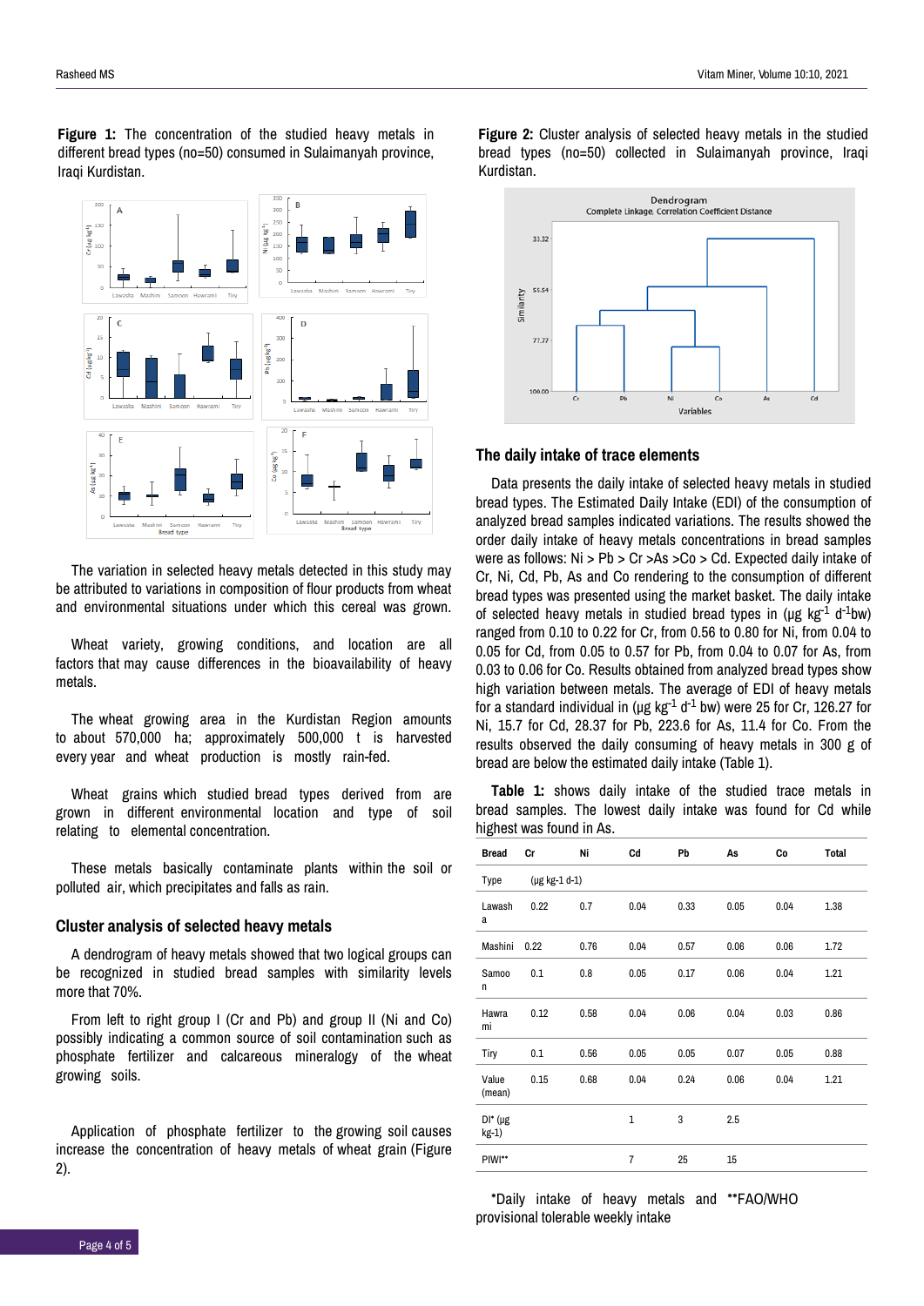**Figure 1:** The concentration of the studied heavy metals in different bread types (no=50) consumed in Sulaimanyah province, Iraqi Kurdistan.

The variation in selected heavy metals detected in this study may be attributed to variations in composition of flour products from wheat and environmental situations under which this cereal was grown.

Wheat variety, growing conditions, and location are all factors that may cause differences in the bioavailability of heavy metals.

The wheat growing area in the Kurdistan Region amounts to about 570,000 ha; approximately 500,000 t is harvested every year and wheat production is mostly rain-fed.

Wheat grains which studied bread types derived from are grown in different environmental location and type of soil relating to elemental concentration.

These metals basically contaminate plants within the soil or polluted air, which precipitates and falls as rain.

## Cluster analysis of selected heavy metals

A dendrogram of heavy metals showed that two logical groups can be recognized in studied bread samples with similarity levels more than 70%.

From left to right group I (Cr and Pb) and group II (Ni and Co) possibly indicating a common source of soil contamination such as phosphate fertilizer and calcareous mineralogy of the wheat growing soils.

Application of phosphate fertilizer to the growing soil causes increase the concentration of heavy metals of wheat grain (Figure 2).

**Figure 2:** Cluster analysis of selected heavy metals in the studied bread types (no=50) collected in Sulaimanyah province, Iraqi Kurdistan.

## The daily intake of trace elements

Data presents the daily intake of selected heavy metals in studied bread types. The Estimated Daily Intake (EDI) of the consumption of analyzed bread samples indicated variations. The results showed the order daily intake of heavy metals concentrations in bread samples were as follows: Ni > Pb > Cr >As >Co > Cd. Expected daily intake of Cr, Ni, Cd, Pb, As and Co rendering to the consumption of different bread types was presented using the market basket. The daily intake of selected heavy metals in studied bread types in (μg $kg^{-1}$ $d^{-1}$bw) ranged from 0.10 to 0.22 for Cr, from 0.56 to 0.80 for Ni, from 0.04 to 0.05 for Cd, from 0.05 to 0.57 for Pb, from 0.04 to 0.07 for As, from 0.03 to 0.06 for Co. Results obtained from analyzed bread types show high variation between metals. The average of EDI of heavy metals for a standard individual in (μg $kg^{-1}$ $d^{-1}$ bw) were 25 for Cr, 126.27 for Ni, 15.7 for Cd, 28.37 for Pb, 223.6 for As, 11.4 for Co. From the results observed the daily consuming of heavy metals in 300 g of bread are below the estimated daily intake (Table 1).

**Table 1:** shows daily intake of the studied trace metals in bread samples. The lowest daily intake was found for Cd while highest was found in As.

| Bread | Cr | Ni | Cd | Pb | As | Co | Total |
|---|---|---|---|---|---|---|---|
| Type | (μg kg-1 d-1) | | | | | | |
| Lawasha | 0.22 | 0.7 | 0.04 | 0.33 | 0.05 | 0.04 | 1.38 |
| Mashini | 0.22 | 0.76 | 0.04 | 0.57 | 0.06 | 0.06 | 1.72 |
| Samoon | 0.1 | 0.8 | 0.05 | 0.17 | 0.06 | 0.04 | 1.21 |
| Hawrami | 0.12 | 0.58 | 0.04 | 0.06 | 0.04 | 0.03 | 0.86 |
| Tiry | 0.1 | 0.56 | 0.05 | 0.05 | 0.07 | 0.05 | 0.88 |
| Value (mean) | 0.15 | 0.68 | 0.04 | 0.24 | 0.06 | 0.04 | 1.21 |
| DI* (μg kg-1) | | | 1 | 3 | 2.5 | | |
| PIWI** | | | 7 | 25 | 15 | | |

*Daily intake of heavy metals and **FAO/WHO provisional tolerable weekly intake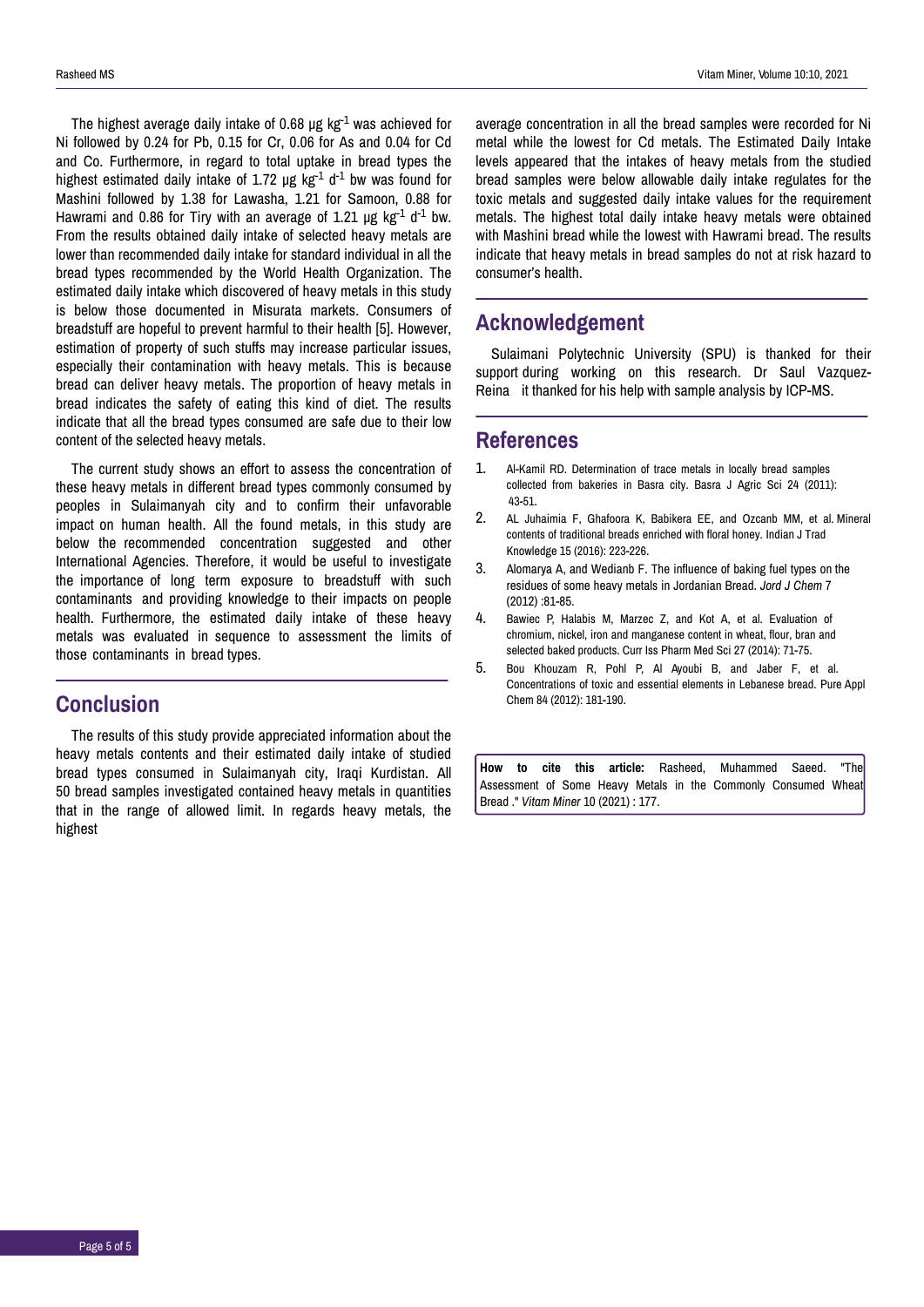The highest average daily intake of 0.68 μg $kg^{-1}$ was achieved for Ni followed by 0.24 for Pb, 0.15 for Cr, 0.06 for As and 0.04 for Cd and Co. Furthermore, in regard to total uptake in bread types the highest estimated daily intake of 1.72 μg $kg^{-1}$ $d^{-1}$ bw was found for Mashini followed by 1.38 for Lawasha, 1.21 for Samoon, 0.88 for Hawrami and 0.86 for Tiry with an average of 1.21 μg $kg^{-1}$ $d^{-1}$ bw. From the results obtained daily intake of selected heavy metals are lower than recommended daily intake for standard individual in all the bread types recommended by the World Health Organization. The estimated daily intake which discovered of heavy metals in this study is below those documented in Misurata markets. Consumers of breadstuff are hopeful to prevent harmful to their health [5]. However, estimation of property of such stuffs may increase particular issues, especially their contamination with heavy metals. This is because bread can deliver heavy metals. The proportion of heavy metals in bread indicates the safety of eating this kind of diet. The results indicate that all the bread types consumed are safe due to their low content of the selected heavy metals.

The current study shows an effort to assess the concentration of these heavy metals in different bread types commonly consumed by peoples in Sulaimanyah city and to confirm their unfavorable impact on human health. All the found metals, in this study are below the recommended concentration suggested and other International Agencies. Therefore, it would be useful to investigate the importance of long term exposure to breadstuff with such contaminants and providing knowledge to their impacts on people health. Furthermore, the estimated daily intake of these heavy metals was evaluated in sequence to assessment the limits of those contaminants in bread types.

## Conclusion

The results of this study provide appreciated information about the heavy metals contents and their estimated daily intake of studied bread types consumed in Sulaimanyah city, Iraqi Kurdistan. All 50 bread samples investigated contained heavy metals in quantities that in the range of allowed limit. In regards heavy metals, the highest average concentration in all the bread samples were recorded for Ni metal while the lowest for Cd metals. The Estimated Daily Intake levels appeared that the intakes of heavy metals from the studied bread samples were below allowable daily intake regulates for the toxic metals and suggested daily intake values for the requirement metals. The highest total daily intake heavy metals were obtained with Mashini bread while the lowest with Hawrami bread. The results indicate that heavy metals in bread samples do not at risk hazard to consumer's health.

## Acknowledgement

Sulaimani Polytechnic University (SPU) is thanked for their support during working on this research. Dr Saul Vazquez-Reina it thanked for his help with sample analysis by ICP-MS.

## References

1. Al-Kamil RD. Determination of trace metals in locally bread samples collected from bakeries in Basra city. Basra J Agric Sci 24 (2011): 43-51.
2. AL Juhaimia F, Ghafoora K, Babikera EE, and Ozcanb MM, et al. Mineral contents of traditional breads enriched with floral honey. Indian J Trad Knowledge 15 (2016): 223-226.
3. Alomarya A, and Wedianb F. The influence of baking fuel types on the residues of some heavy metals in Jordanian Bread. *Jord J Chem* 7 (2012) :81-85.
4. Bawiec P, Halabis M, Marzec Z, and Kot A, et al. Evaluation of chromium, nickel, iron and manganese content in wheat, flour, bran and selected baked products. Curr Iss Pharm Med Sci 27 (2014): 71-75.
5. Bou Khouzam R, Pohl P, Al Ayoubi B, and Jaber F, et al. Concentrations of toxic and essential elements in Lebanese bread. Pure Appl Chem 84 (2012): 181-190.

**How to cite this article:** Rasheed, Muhammed Saeed. "The Assessment of Some Heavy Metals in the Commonly Consumed Wheat Bread ." *Vitam Miner* 10 (2021) : 177.